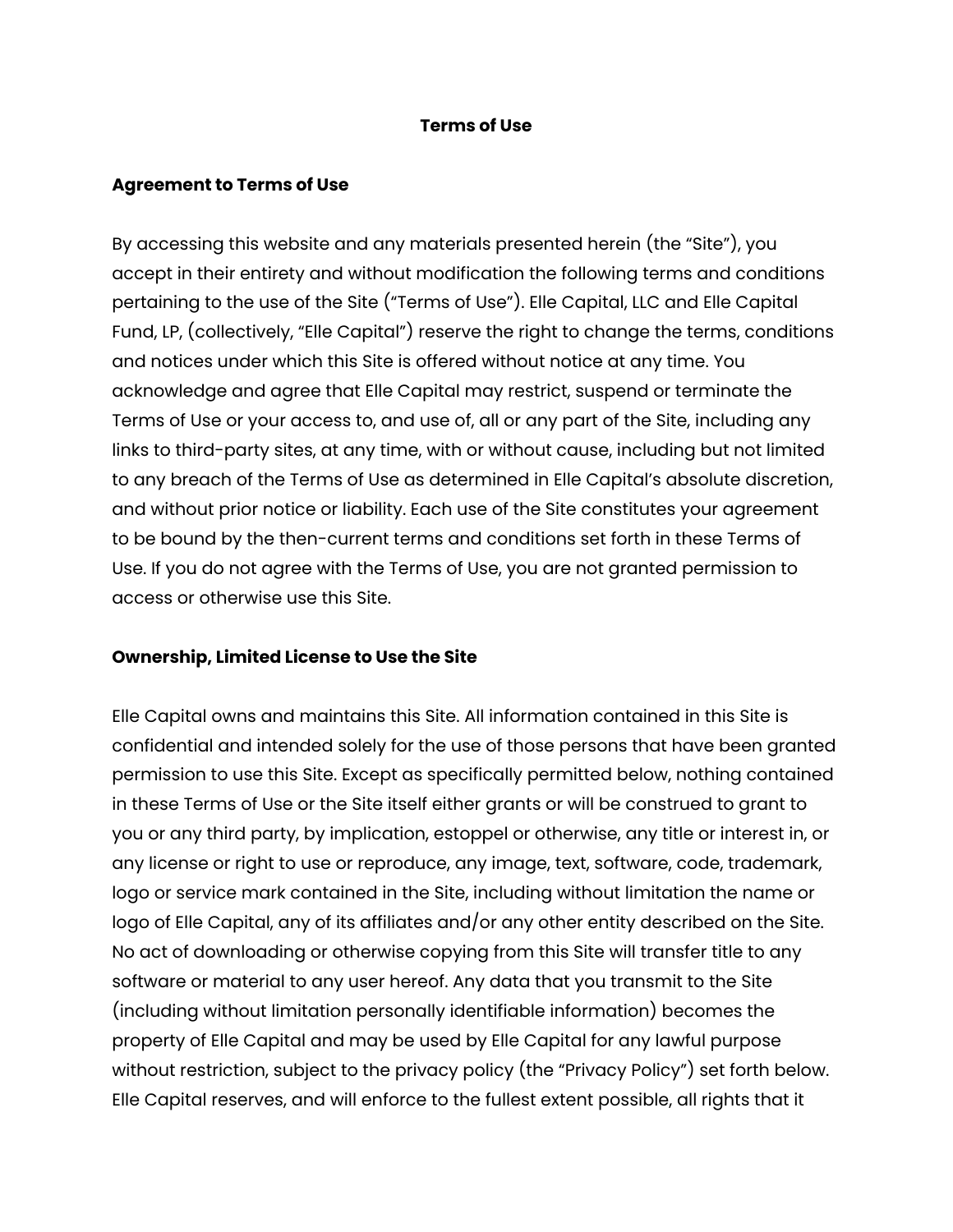# Terms of Use

## Agreement to Terms of Use

By accessing this website and any materials presented herein (the "Site"), you accept in their entirety and without modification the following terms and conditions pertaining to the use of the Site ("Terms of Use"). Elle Capital, LLC and Elle Capital Fund, LP, (collectively, "Elle Capital") reserve the right to change the terms, conditions and notices under which this Site is offered without notice at any time. You acknowledge and agree that Elle Capital may restrict, suspend or terminate the Terms of Use or your access to, and use of, all or any part of the Site, including any links to third-party sites, at any time, with or without cause, including but not limited to any breach of the Terms of Use as determined in Elle Capital's absolute discretion, and without prior notice or liability. Each use of the Site constitutes your agreement to be bound by the then-current terms and conditions set forth in these Terms of Use. If you do not agree with the Terms of Use, you are not granted permission to access or otherwise use this Site.

## Ownership, Limited License to Use the Site

Elle Capital owns and maintains this Site. All information contained in this Site is confidential and intended solely for the use of those persons that have been granted permission to use this Site. Except as specifically permitted below, nothing contained in these Terms of Use or the Site itself either grants or will be construed to grant to you or any third party, by implication, estoppel or otherwise, any title or interest in, or any license or right to use or reproduce, any image, text, software, code, trademark, logo or service mark contained in the Site, including without limitation the name or logo of Elle Capital, any of its affiliates and/or any other entity described on the Site. No act of downloading or otherwise copying from this Site will transfer title to any software or material to any user hereof. Any data that you transmit to the Site (including without limitation personally identifiable information) becomes the property of Elle Capital and may be used by Elle Capital for any lawful purpose without restriction, subject to the privacy policy (the "Privacy Policy") set forth below. Elle Capital reserves, and will enforce to the fullest extent possible, all rights that it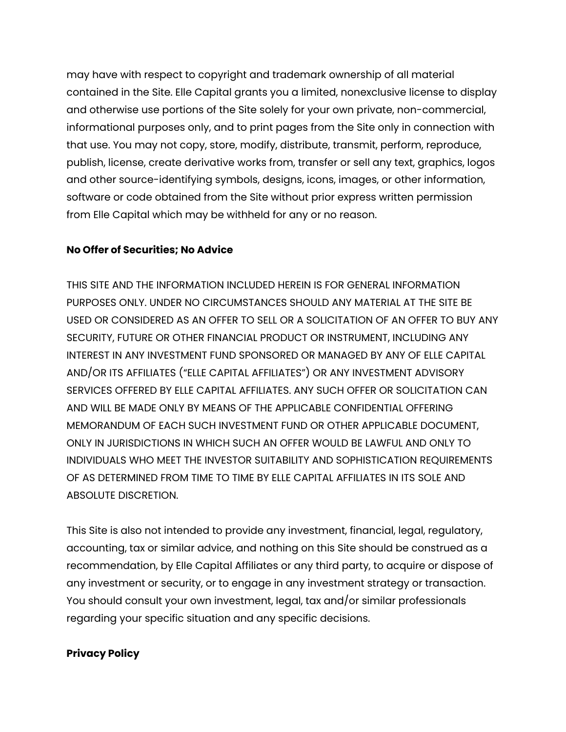may have with respect to copyright and trademark ownership of all material contained in the Site. Elle Capital grants you a limited, nonexclusive license to display and otherwise use portions of the Site solely for your own private, non-commercial, informational purposes only, and to print pages from the Site only in connection with that use. You may not copy, store, modify, distribute, transmit, perform, reproduce, publish, license, create derivative works from, transfer or sell any text, graphics, logos and other source-identifying symbols, designs, icons, images, or other information, software or code obtained from the Site without prior express written permission from Elle Capital which may be withheld for any or no reason.

**No Offer of Securities; No Advice**

THIS SITE AND THE INFORMATION INCLUDED HEREIN IS FOR GENERAL INFORMATION PURPOSES ONLY. UNDER NO CIRCUMSTANCES SHOULD ANY MATERIAL AT THE SITE BE USED OR CONSIDERED AS AN OFFER TO SELL OR A SOLICITATION OF AN OFFER TO BUY ANY SECURITY, FUTURE OR OTHER FINANCIAL PRODUCT OR INSTRUMENT, INCLUDING ANY INTEREST IN ANY INVESTMENT FUND SPONSORED OR MANAGED BY ANY OF ELLE CAPITAL AND/OR ITS AFFILIATES ("ELLE CAPITAL AFFILIATES") OR ANY INVESTMENT ADVISORY SERVICES OFFERED BY ELLE CAPITAL AFFILIATES. ANY SUCH OFFER OR SOLICITATION CAN AND WILL BE MADE ONLY BY MEANS OF THE APPLICABLE CONFIDENTIAL OFFERING MEMORANDUM OF EACH SUCH INVESTMENT FUND OR OTHER APPLICABLE DOCUMENT, ONLY IN JURISDICTIONS IN WHICH SUCH AN OFFER WOULD BE LAWFUL AND ONLY TO INDIVIDUALS WHO MEET THE INVESTOR SUITABILITY AND SOPHISTICATION REQUIREMENTS OF AS DETERMINED FROM TIME TO TIME BY ELLE CAPITAL AFFILIATES IN ITS SOLE AND ABSOLUTE DISCRETION.

This Site is also not intended to provide any investment, financial, legal, regulatory, accounting, tax or similar advice, and nothing on this Site should be construed as a recommendation, by Elle Capital Affiliates or any third party, to acquire or dispose of any investment or security, or to engage in any investment strategy or transaction. You should consult your own investment, legal, tax and/or similar professionals regarding your specific situation and any specific decisions.

**Privacy Policy**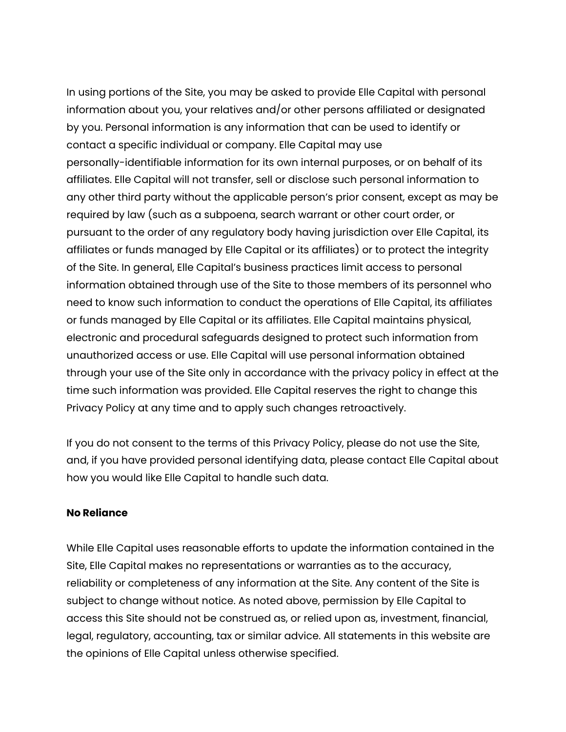In using portions of the Site, you may be asked to provide Elle Capital with personal information about you, your relatives and/or other persons affiliated or designated by you. Personal information is any information that can be used to identify or contact a specific individual or company. Elle Capital may use personally-identifiable information for its own internal purposes, or on behalf of its affiliates. Elle Capital will not transfer, sell or disclose such personal information to any other third party without the applicable person's prior consent, except as may be required by law (such as a subpoena, search warrant or other court order, or pursuant to the order of any regulatory body having jurisdiction over Elle Capital, its affiliates or funds managed by Elle Capital or its affiliates) or to protect the integrity of the Site. In general, Elle Capital's business practices limit access to personal information obtained through use of the Site to those members of its personnel who need to know such information to conduct the operations of Elle Capital, its affiliates or funds managed by Elle Capital or its affiliates. Elle Capital maintains physical, electronic and procedural safeguards designed to protect such information from unauthorized access or use. Elle Capital will use personal information obtained through your use of the Site only in accordance with the privacy policy in effect at the time such information was provided. Elle Capital reserves the right to change this Privacy Policy at any time and to apply such changes retroactively.

If you do not consent to the terms of this Privacy Policy, please do not use the Site, and, if you have provided personal identifying data, please contact Elle Capital about how you would like Elle Capital to handle such data.

**No Reliance**

While Elle Capital uses reasonable efforts to update the information contained in the Site, Elle Capital makes no representations or warranties as to the accuracy, reliability or completeness of any information at the Site. Any content of the Site is subject to change without notice. As noted above, permission by Elle Capital to access this Site should not be construed as, or relied upon as, investment, financial, legal, regulatory, accounting, tax or similar advice. All statements in this website are the opinions of Elle Capital unless otherwise specified.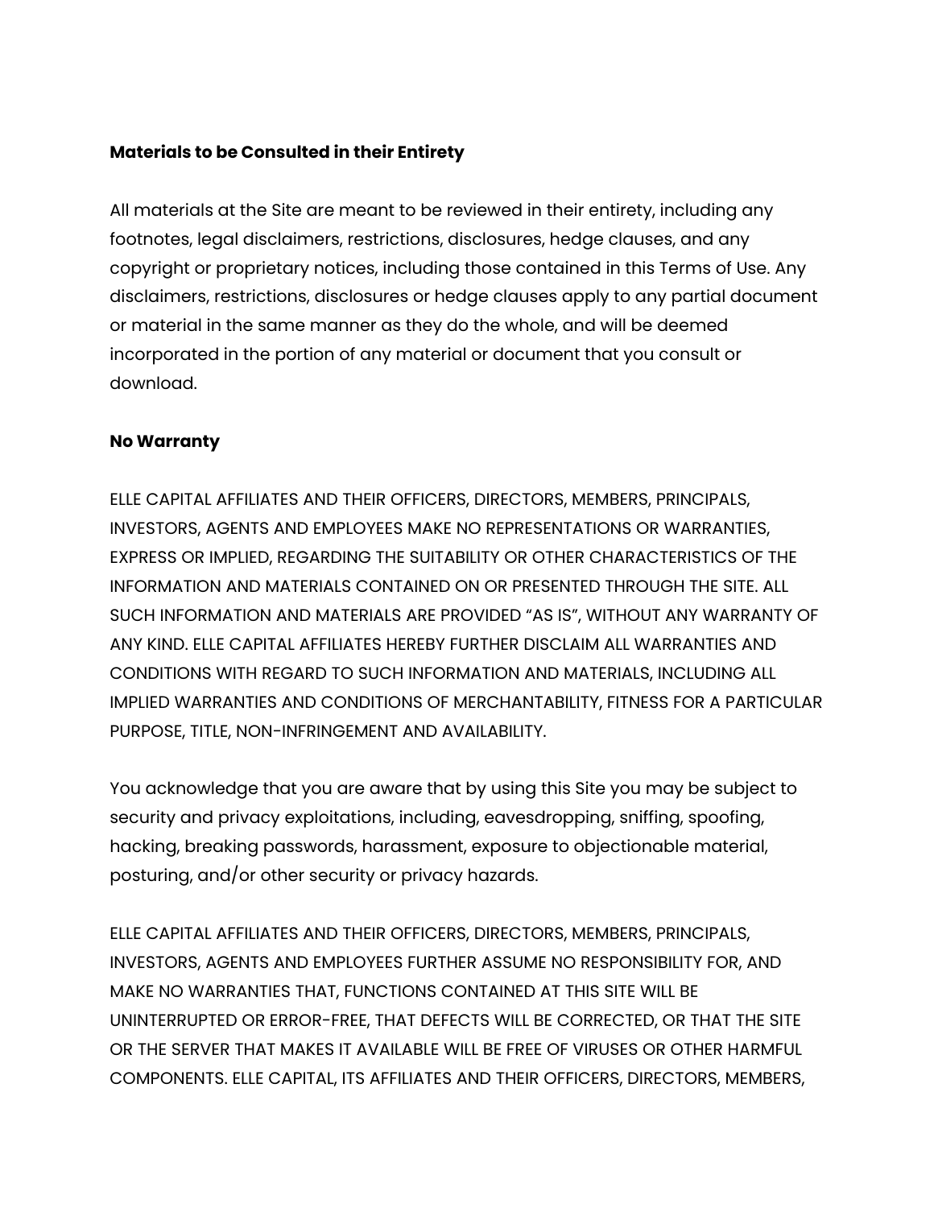**Materials to be Consulted in their Entirety**

All materials at the Site are meant to be reviewed in their entirety, including any footnotes, legal disclaimers, restrictions, disclosures, hedge clauses, and any copyright or proprietary notices, including those contained in this Terms of Use. Any disclaimers, restrictions, disclosures or hedge clauses apply to any partial document or material in the same manner as they do the whole, and will be deemed incorporated in the portion of any material or document that you consult or download.

**No Warranty**

ELLE CAPITAL AFFILIATES AND THEIR OFFICERS, DIRECTORS, MEMBERS, PRINCIPALS, INVESTORS, AGENTS AND EMPLOYEES MAKE NO REPRESENTATIONS OR WARRANTIES, EXPRESS OR IMPLIED, REGARDING THE SUITABILITY OR OTHER CHARACTERISTICS OF THE INFORMATION AND MATERIALS CONTAINED ON OR PRESENTED THROUGH THE SITE. ALL SUCH INFORMATION AND MATERIALS ARE PROVIDED “AS IS”, WITHOUT ANY WARRANTY OF ANY KIND. ELLE CAPITAL AFFILIATES HEREBY FURTHER DISCLAIM ALL WARRANTIES AND CONDITIONS WITH REGARD TO SUCH INFORMATION AND MATERIALS, INCLUDING ALL IMPLIED WARRANTIES AND CONDITIONS OF MERCHANTABILITY, FITNESS FOR A PARTICULAR PURPOSE, TITLE, NON-INFRINGEMENT AND AVAILABILITY.

You acknowledge that you are aware that by using this Site you may be subject to security and privacy exploitations, including, eavesdropping, sniffing, spoofing, hacking, breaking passwords, harassment, exposure to objectionable material, posturing, and/or other security or privacy hazards.

ELLE CAPITAL AFFILIATES AND THEIR OFFICERS, DIRECTORS, MEMBERS, PRINCIPALS, INVESTORS, AGENTS AND EMPLOYEES FURTHER ASSUME NO RESPONSIBILITY FOR, AND MAKE NO WARRANTIES THAT, FUNCTIONS CONTAINED AT THIS SITE WILL BE UNINTERRUPTED OR ERROR-FREE, THAT DEFECTS WILL BE CORRECTED, OR THAT THE SITE OR THE SERVER THAT MAKES IT AVAILABLE WILL BE FREE OF VIRUSES OR OTHER HARMFUL COMPONENTS. ELLE CAPITAL, ITS AFFILIATES AND THEIR OFFICERS, DIRECTORS, MEMBERS,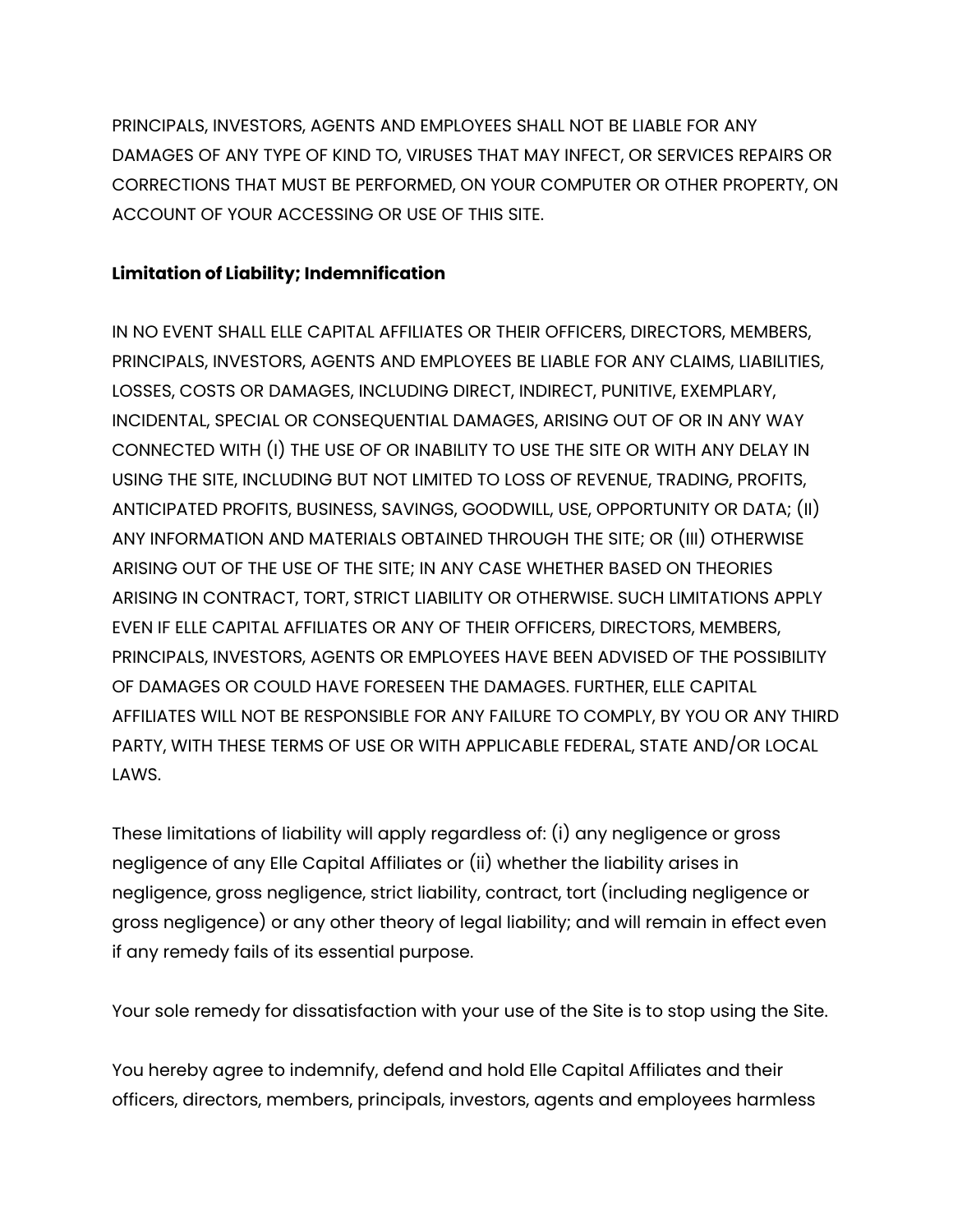PRINCIPALS, INVESTORS, AGENTS AND EMPLOYEES SHALL NOT BE LIABLE FOR ANY DAMAGES OF ANY TYPE OF KIND TO, VIRUSES THAT MAY INFECT, OR SERVICES REPAIRS OR CORRECTIONS THAT MUST BE PERFORMED, ON YOUR COMPUTER OR OTHER PROPERTY, ON ACCOUNT OF YOUR ACCESSING OR USE OF THIS SITE.

**Limitation of Liability; Indemnification**

IN NO EVENT SHALL ELLE CAPITAL AFFILIATES OR THEIR OFFICERS, DIRECTORS, MEMBERS, PRINCIPALS, INVESTORS, AGENTS AND EMPLOYEES BE LIABLE FOR ANY CLAIMS, LIABILITIES, LOSSES, COSTS OR DAMAGES, INCLUDING DIRECT, INDIRECT, PUNITIVE, EXEMPLARY, INCIDENTAL, SPECIAL OR CONSEQUENTIAL DAMAGES, ARISING OUT OF OR IN ANY WAY CONNECTED WITH (I) THE USE OF OR INABILITY TO USE THE SITE OR WITH ANY DELAY IN USING THE SITE, INCLUDING BUT NOT LIMITED TO LOSS OF REVENUE, TRADING, PROFITS, ANTICIPATED PROFITS, BUSINESS, SAVINGS, GOODWILL, USE, OPPORTUNITY OR DATA; (II) ANY INFORMATION AND MATERIALS OBTAINED THROUGH THE SITE; OR (III) OTHERWISE ARISING OUT OF THE USE OF THE SITE; IN ANY CASE WHETHER BASED ON THEORIES ARISING IN CONTRACT, TORT, STRICT LIABILITY OR OTHERWISE. SUCH LIMITATIONS APPLY EVEN IF ELLE CAPITAL AFFILIATES OR ANY OF THEIR OFFICERS, DIRECTORS, MEMBERS, PRINCIPALS, INVESTORS, AGENTS OR EMPLOYEES HAVE BEEN ADVISED OF THE POSSIBILITY OF DAMAGES OR COULD HAVE FORESEEN THE DAMAGES. FURTHER, ELLE CAPITAL AFFILIATES WILL NOT BE RESPONSIBLE FOR ANY FAILURE TO COMPLY, BY YOU OR ANY THIRD PARTY, WITH THESE TERMS OF USE OR WITH APPLICABLE FEDERAL, STATE AND/OR LOCAL LAWS.

These limitations of liability will apply regardless of: (i) any negligence or gross negligence of any Elle Capital Affiliates or (ii) whether the liability arises in negligence, gross negligence, strict liability, contract, tort (including negligence or gross negligence) or any other theory of legal liability; and will remain in effect even if any remedy fails of its essential purpose.

Your sole remedy for dissatisfaction with your use of the Site is to stop using the Site.

You hereby agree to indemnify, defend and hold Elle Capital Affiliates and their officers, directors, members, principals, investors, agents and employees harmless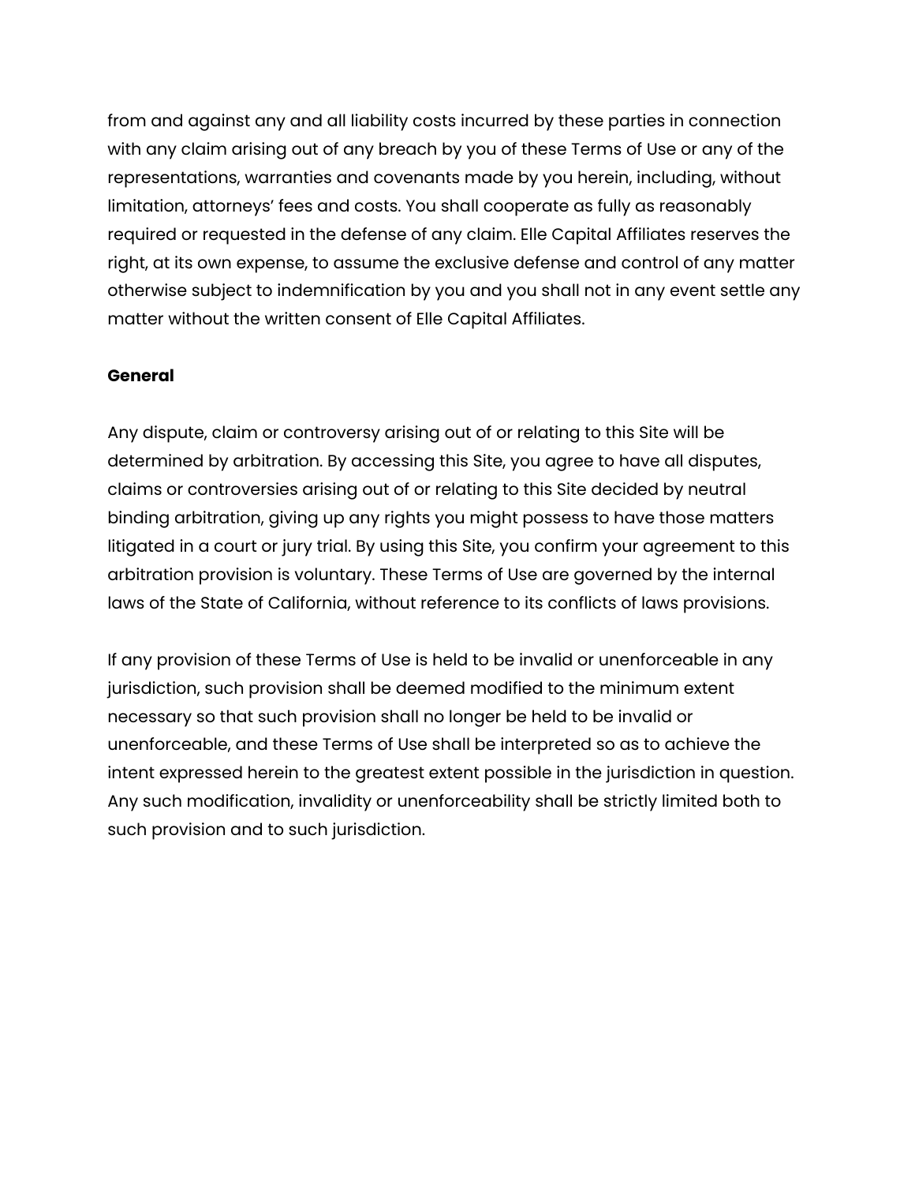from and against any and all liability costs incurred by these parties in connection with any claim arising out of any breach by you of these Terms of Use or any of the representations, warranties and covenants made by you herein, including, without limitation, attorneys' fees and costs. You shall cooperate as fully as reasonably required or requested in the defense of any claim. Elle Capital Affiliates reserves the right, at its own expense, to assume the exclusive defense and control of any matter otherwise subject to indemnification by you and you shall not in any event settle any matter without the written consent of Elle Capital Affiliates.

**General**

Any dispute, claim or controversy arising out of or relating to this Site will be determined by arbitration. By accessing this Site, you agree to have all disputes, claims or controversies arising out of or relating to this Site decided by neutral binding arbitration, giving up any rights you might possess to have those matters litigated in a court or jury trial. By using this Site, you confirm your agreement to this arbitration provision is voluntary. These Terms of Use are governed by the internal laws of the State of California, without reference to its conflicts of laws provisions.

If any provision of these Terms of Use is held to be invalid or unenforceable in any jurisdiction, such provision shall be deemed modified to the minimum extent necessary so that such provision shall no longer be held to be invalid or unenforceable, and these Terms of Use shall be interpreted so as to achieve the intent expressed herein to the greatest extent possible in the jurisdiction in question. Any such modification, invalidity or unenforceability shall be strictly limited both to such provision and to such jurisdiction.